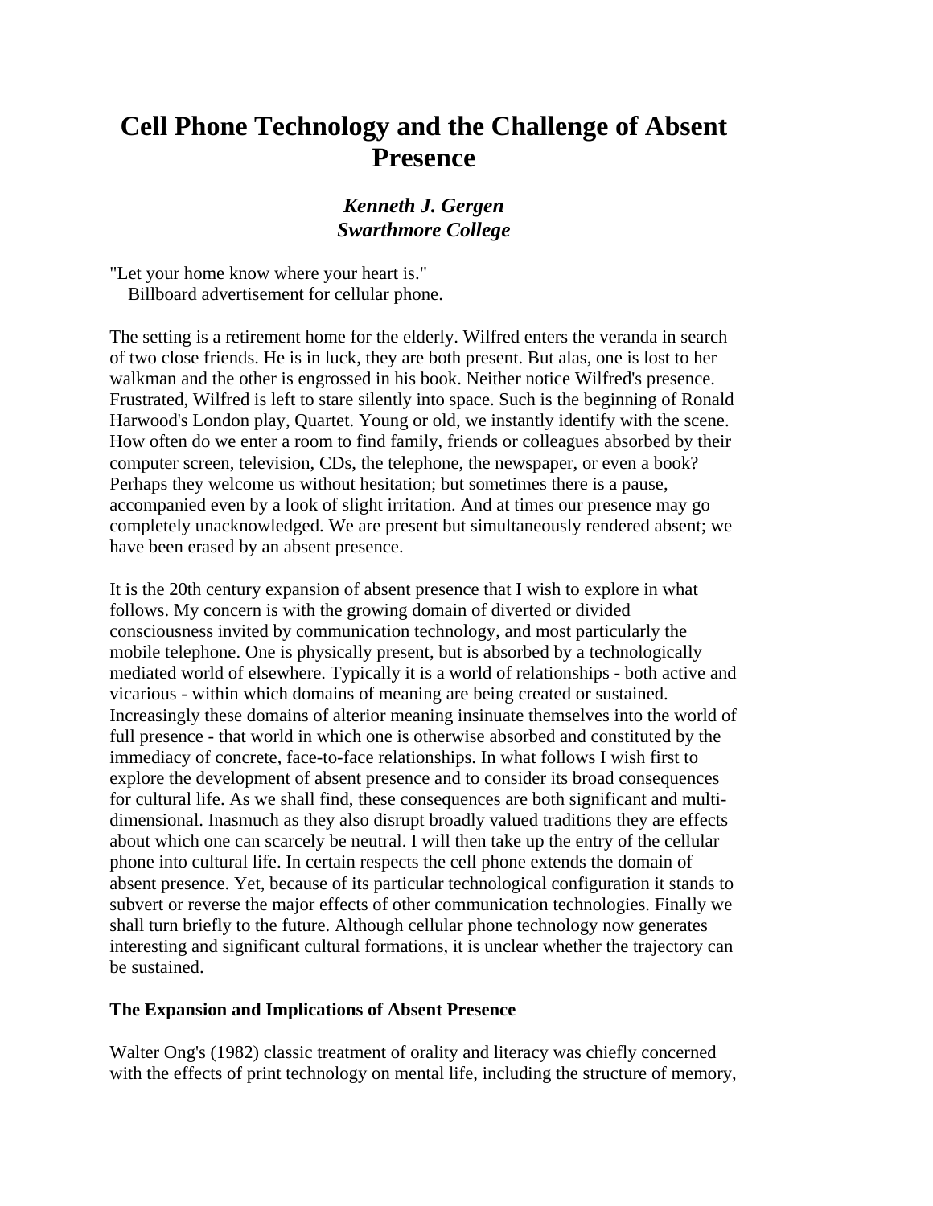# Cell Phone Technology and the Challenge of Absent Presence

***Kenneth J. Gergen***
***Swarthmore College***

"Let your home know where your heart is."
Billboard advertisement for cellular phone.

The setting is a retirement home for the elderly. Wilfred enters the veranda in search of two close friends. He is in luck, they are both present. But alas, one is lost to her walkman and the other is engrossed in his book. Neither notice Wilfred's presence. Frustrated, Wilfred is left to stare silently into space. Such is the beginning of Ronald Harwood's London play, Quartet. Young or old, we instantly identify with the scene. How often do we enter a room to find family, friends or colleagues absorbed by their computer screen, television, CDs, the telephone, the newspaper, or even a book? Perhaps they welcome us without hesitation; but sometimes there is a pause, accompanied even by a look of slight irritation. And at times our presence may go completely unacknowledged. We are present but simultaneously rendered absent; we have been erased by an absent presence.

It is the 20th century expansion of absent presence that I wish to explore in what follows. My concern is with the growing domain of diverted or divided consciousness invited by communication technology, and most particularly the mobile telephone. One is physically present, but is absorbed by a technologically mediated world of elsewhere. Typically it is a world of relationships - both active and vicarious - within which domains of meaning are being created or sustained. Increasingly these domains of alterior meaning insinuate themselves into the world of full presence - that world in which one is otherwise absorbed and constituted by the immediacy of concrete, face-to-face relationships. In what follows I wish first to explore the development of absent presence and to consider its broad consequences for cultural life. As we shall find, these consequences are both significant and multi-dimensional. Inasmuch as they also disrupt broadly valued traditions they are effects about which one can scarcely be neutral. I will then take up the entry of the cellular phone into cultural life. In certain respects the cell phone extends the domain of absent presence. Yet, because of its particular technological configuration it stands to subvert or reverse the major effects of other communication technologies. Finally we shall turn briefly to the future. Although cellular phone technology now generates interesting and significant cultural formations, it is unclear whether the trajectory can be sustained.

**The Expansion and Implications of Absent Presence**

Walter Ong's (1982) classic treatment of orality and literacy was chiefly concerned with the effects of print technology on mental life, including the structure of memory,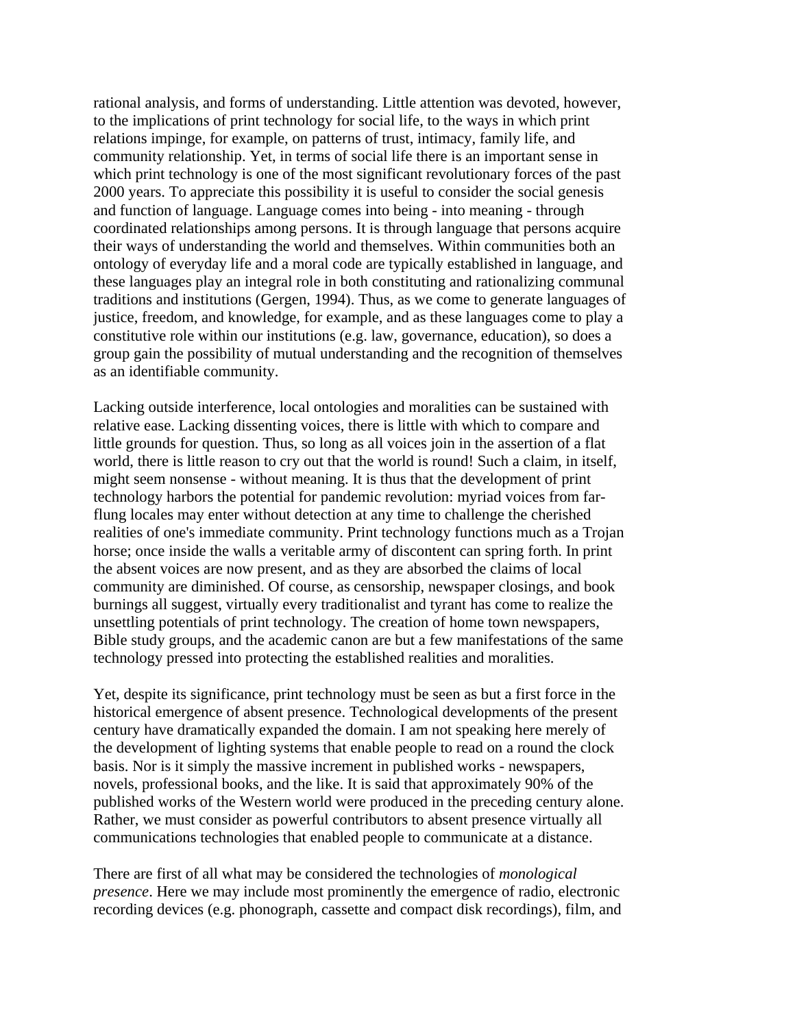rational analysis, and forms of understanding. Little attention was devoted, however, to the implications of print technology for social life, to the ways in which print relations impinge, for example, on patterns of trust, intimacy, family life, and community relationship. Yet, in terms of social life there is an important sense in which print technology is one of the most significant revolutionary forces of the past 2000 years. To appreciate this possibility it is useful to consider the social genesis and function of language. Language comes into being - into meaning - through coordinated relationships among persons. It is through language that persons acquire their ways of understanding the world and themselves. Within communities both an ontology of everyday life and a moral code are typically established in language, and these languages play an integral role in both constituting and rationalizing communal traditions and institutions (Gergen, 1994). Thus, as we come to generate languages of justice, freedom, and knowledge, for example, and as these languages come to play a constitutive role within our institutions (e.g. law, governance, education), so does a group gain the possibility of mutual understanding and the recognition of themselves as an identifiable community.

Lacking outside interference, local ontologies and moralities can be sustained with relative ease. Lacking dissenting voices, there is little with which to compare and little grounds for question. Thus, so long as all voices join in the assertion of a flat world, there is little reason to cry out that the world is round! Such a claim, in itself, might seem nonsense - without meaning. It is thus that the development of print technology harbors the potential for pandemic revolution: myriad voices from far-flung locales may enter without detection at any time to challenge the cherished realities of one's immediate community. Print technology functions much as a Trojan horse; once inside the walls a veritable army of discontent can spring forth. In print the absent voices are now present, and as they are absorbed the claims of local community are diminished. Of course, as censorship, newspaper closings, and book burnings all suggest, virtually every traditionalist and tyrant has come to realize the unsettling potentials of print technology. The creation of home town newspapers, Bible study groups, and the academic canon are but a few manifestations of the same technology pressed into protecting the established realities and moralities.

Yet, despite its significance, print technology must be seen as but a first force in the historical emergence of absent presence. Technological developments of the present century have dramatically expanded the domain. I am not speaking here merely of the development of lighting systems that enable people to read on a round the clock basis. Nor is it simply the massive increment in published works - newspapers, novels, professional books, and the like. It is said that approximately 90% of the published works of the Western world were produced in the preceding century alone. Rather, we must consider as powerful contributors to absent presence virtually all communications technologies that enabled people to communicate at a distance.

There are first of all what may be considered the technologies of *monological presence*. Here we may include most prominently the emergence of radio, electronic recording devices (e.g. phonograph, cassette and compact disk recordings), film, and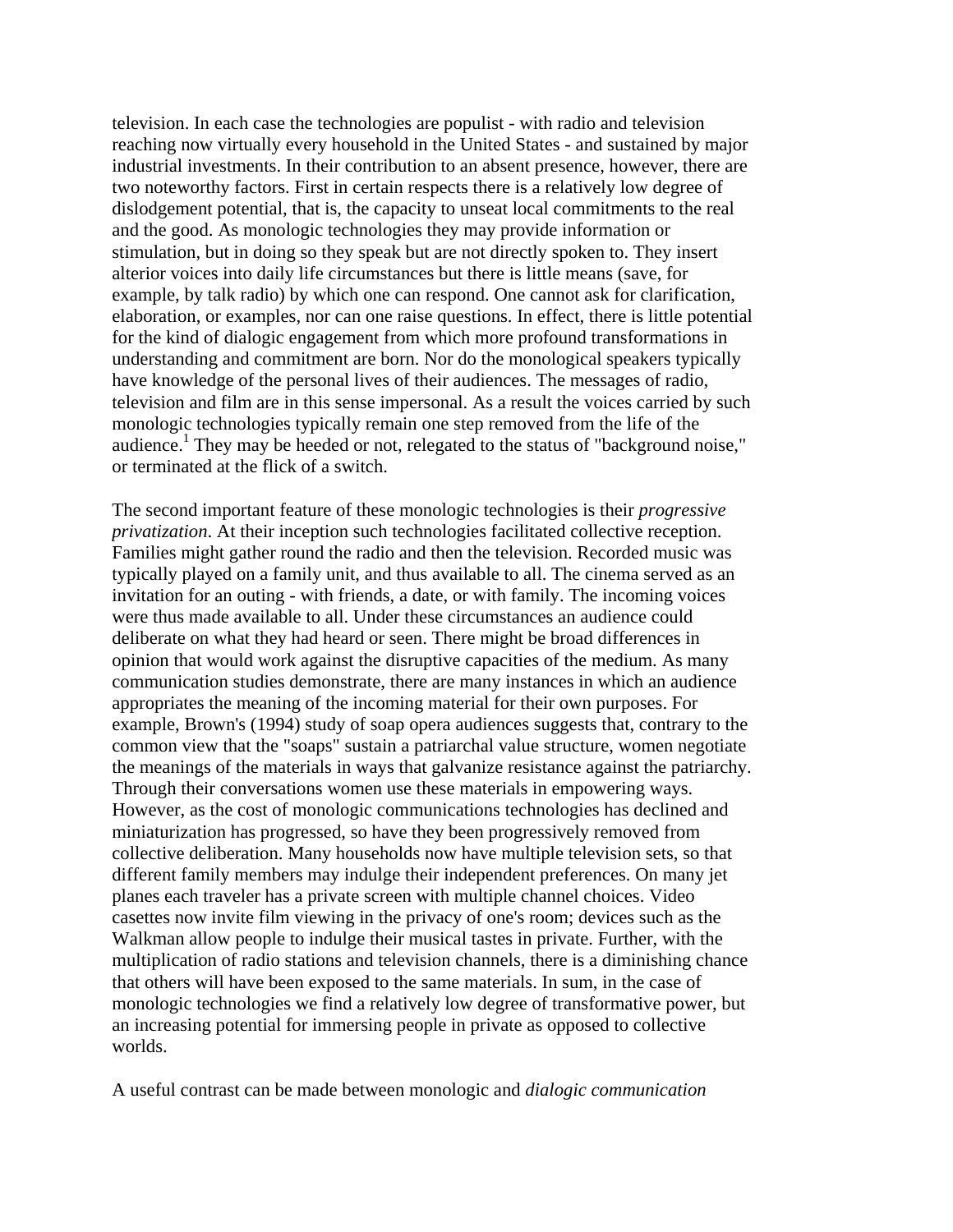television. In each case the technologies are populist - with radio and television reaching now virtually every household in the United States - and sustained by major industrial investments. In their contribution to an absent presence, however, there are two noteworthy factors. First in certain respects there is a relatively low degree of dislodgement potential, that is, the capacity to unseat local commitments to the real and the good. As monologic technologies they may provide information or stimulation, but in doing so they speak but are not directly spoken to. They insert alterior voices into daily life circumstances but there is little means (save, for example, by talk radio) by which one can respond. One cannot ask for clarification, elaboration, or examples, nor can one raise questions. In effect, there is little potential for the kind of dialogic engagement from which more profound transformations in understanding and commitment are born. Nor do the monological speakers typically have knowledge of the personal lives of their audiences. The messages of radio, television and film are in this sense impersonal. As a result the voices carried by such monologic technologies typically remain one step removed from the life of the audience.[1] They may be heeded or not, relegated to the status of "background noise," or terminated at the flick of a switch.

The second important feature of these monologic technologies is their *progressive privatization*. At their inception such technologies facilitated collective reception. Families might gather round the radio and then the television. Recorded music was typically played on a family unit, and thus available to all. The cinema served as an invitation for an outing - with friends, a date, or with family. The incoming voices were thus made available to all. Under these circumstances an audience could deliberate on what they had heard or seen. There might be broad differences in opinion that would work against the disruptive capacities of the medium. As many communication studies demonstrate, there are many instances in which an audience appropriates the meaning of the incoming material for their own purposes. For example, Brown's (1994) study of soap opera audiences suggests that, contrary to the common view that the "soaps" sustain a patriarchal value structure, women negotiate the meanings of the materials in ways that galvanize resistance against the patriarchy. Through their conversations women use these materials in empowering ways. However, as the cost of monologic communications technologies has declined and miniaturization has progressed, so have they been progressively removed from collective deliberation. Many households now have multiple television sets, so that different family members may indulge their independent preferences. On many jet planes each traveler has a private screen with multiple channel choices. Video casettes now invite film viewing in the privacy of one's room; devices such as the Walkman allow people to indulge their musical tastes in private. Further, with the multiplication of radio stations and television channels, there is a diminishing chance that others will have been exposed to the same materials. In sum, in the case of monologic technologies we find a relatively low degree of transformative power, but an increasing potential for immersing people in private as opposed to collective worlds.

A useful contrast can be made between monologic and *dialogic communication*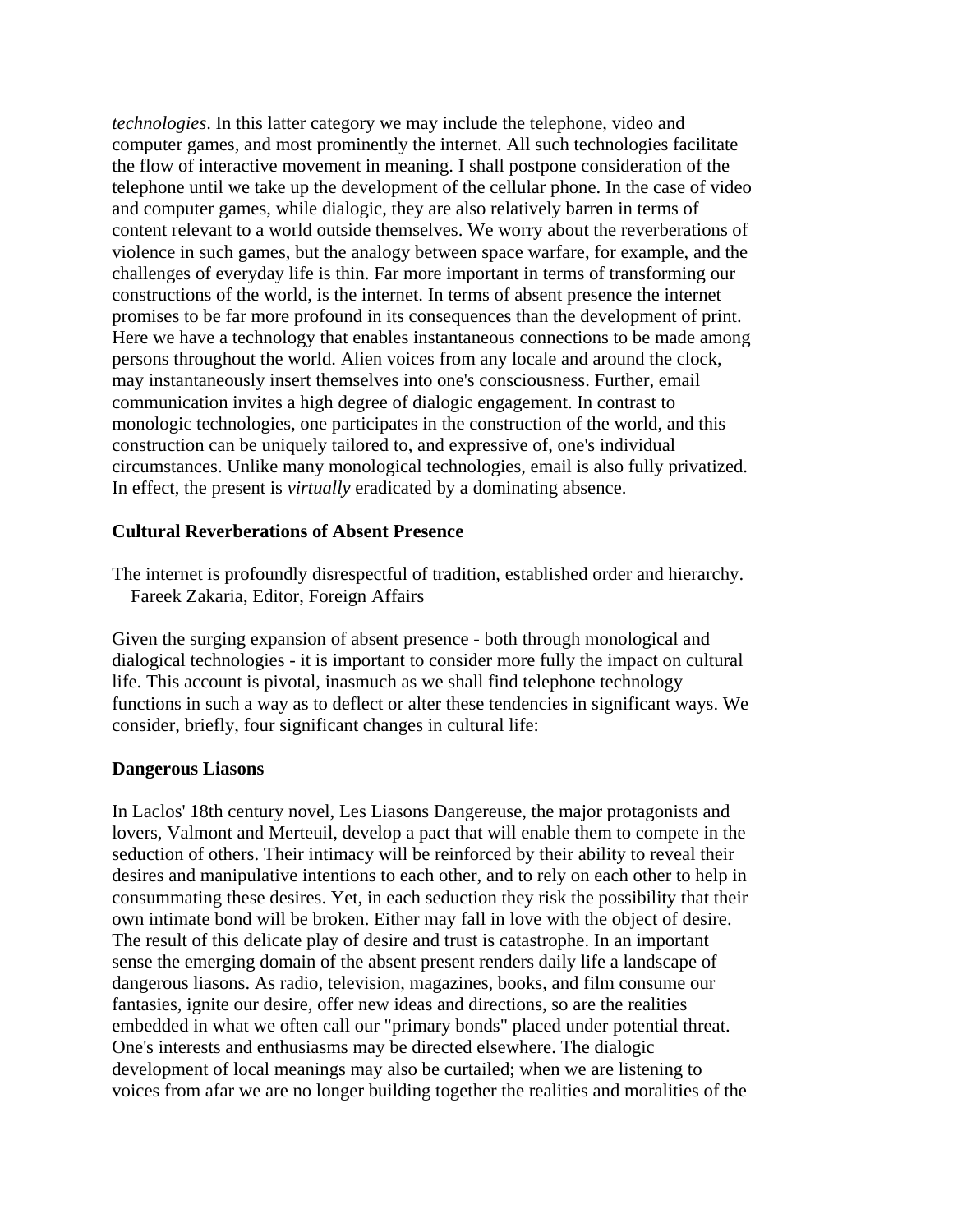*technologies*. In this latter category we may include the telephone, video and computer games, and most prominently the internet. All such technologies facilitate the flow of interactive movement in meaning. I shall postpone consideration of the telephone until we take up the development of the cellular phone. In the case of video and computer games, while dialogic, they are also relatively barren in terms of content relevant to a world outside themselves. We worry about the reverberations of violence in such games, but the analogy between space warfare, for example, and the challenges of everyday life is thin. Far more important in terms of transforming our constructions of the world, is the internet. In terms of absent presence the internet promises to be far more profound in its consequences than the development of print. Here we have a technology that enables instantaneous connections to be made among persons throughout the world. Alien voices from any locale and around the clock, may instantaneously insert themselves into one's consciousness. Further, email communication invites a high degree of dialogic engagement. In contrast to monologic technologies, one participates in the construction of the world, and this construction can be uniquely tailored to, and expressive of, one's individual circumstances. Unlike many monological technologies, email is also fully privatized. In effect, the present is *virtually* eradicated by a dominating absence.

**Cultural Reverberations of Absent Presence**

The internet is profoundly disrespectful of tradition, established order and hierarchy.
Fareek Zakaria, Editor, Foreign Affairs

Given the surging expansion of absent presence - both through monological and dialogical technologies - it is important to consider more fully the impact on cultural life. This account is pivotal, inasmuch as we shall find telephone technology functions in such a way as to deflect or alter these tendencies in significant ways. We consider, briefly, four significant changes in cultural life:

**Dangerous Liasons**

In Laclos' 18th century novel, Les Liasons Dangereuse, the major protagonists and lovers, Valmont and Merteuil, develop a pact that will enable them to compete in the seduction of others. Their intimacy will be reinforced by their ability to reveal their desires and manipulative intentions to each other, and to rely on each other to help in consummating these desires. Yet, in each seduction they risk the possibility that their own intimate bond will be broken. Either may fall in love with the object of desire. The result of this delicate play of desire and trust is catastrophe. In an important sense the emerging domain of the absent present renders daily life a landscape of dangerous liasons. As radio, television, magazines, books, and film consume our fantasies, ignite our desire, offer new ideas and directions, so are the realities embedded in what we often call our "primary bonds" placed under potential threat. One's interests and enthusiasms may be directed elsewhere. The dialogic development of local meanings may also be curtailed; when we are listening to voices from afar we are no longer building together the realities and moralities of the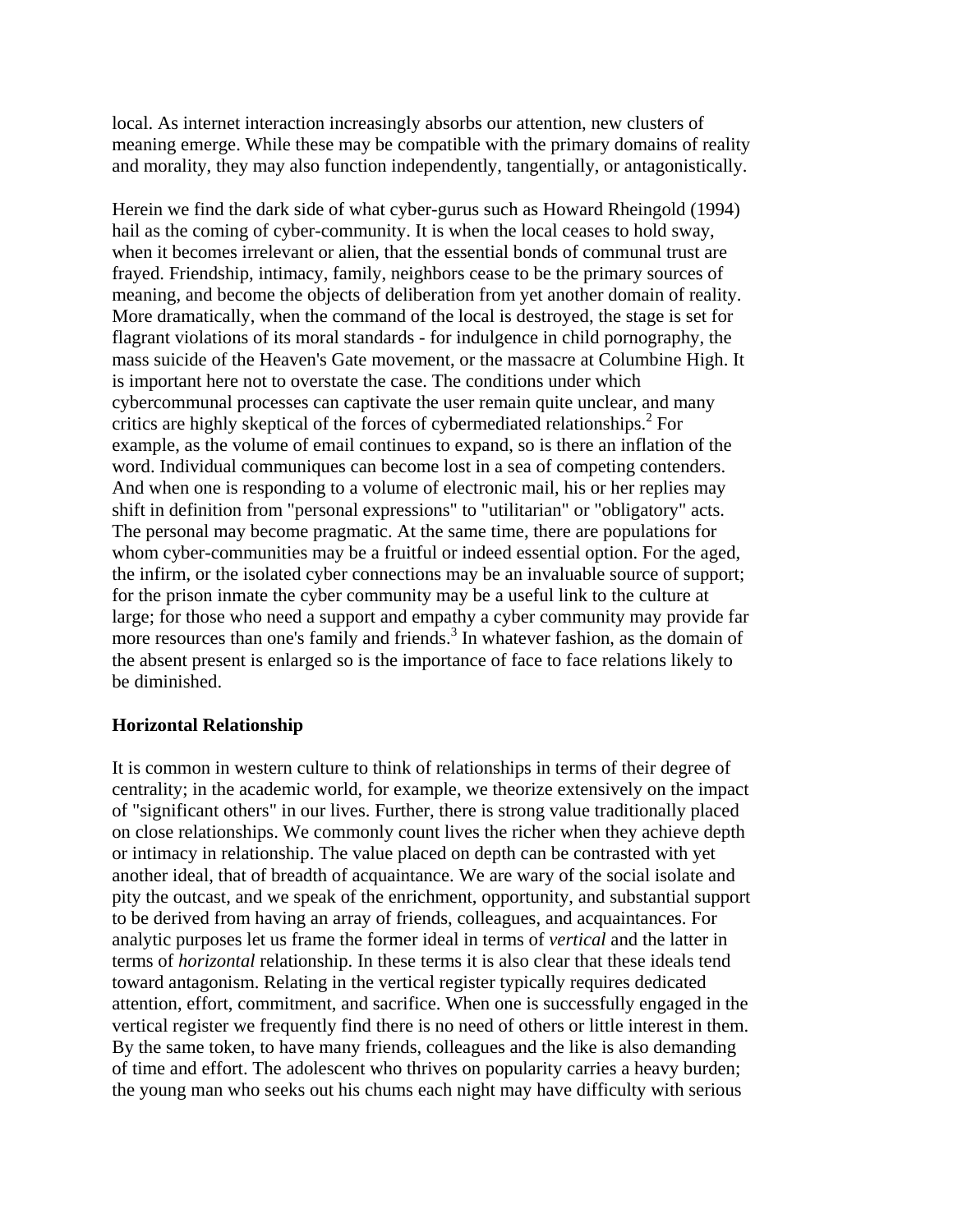local. As internet interaction increasingly absorbs our attention, new clusters of meaning emerge. While these may be compatible with the primary domains of reality and morality, they may also function independently, tangentially, or antagonistically.

Herein we find the dark side of what cyber-gurus such as Howard Rheingold (1994) hail as the coming of cyber-community. It is when the local ceases to hold sway, when it becomes irrelevant or alien, that the essential bonds of communal trust are frayed. Friendship, intimacy, family, neighbors cease to be the primary sources of meaning, and become the objects of deliberation from yet another domain of reality. More dramatically, when the command of the local is destroyed, the stage is set for flagrant violations of its moral standards - for indulgence in child pornography, the mass suicide of the Heaven's Gate movement, or the massacre at Columbine High. It is important here not to overstate the case. The conditions under which cybercommunal processes can captivate the user remain quite unclear, and many critics are highly skeptical of the forces of cybermediated relationships.[2] For example, as the volume of email continues to expand, so is there an inflation of the word. Individual communiques can become lost in a sea of competing contenders. And when one is responding to a volume of electronic mail, his or her replies may shift in definition from "personal expressions" to "utilitarian" or "obligatory" acts. The personal may become pragmatic. At the same time, there are populations for whom cyber-communities may be a fruitful or indeed essential option. For the aged, the infirm, or the isolated cyber connections may be an invaluable source of support; for the prison inmate the cyber community may be a useful link to the culture at large; for those who need a support and empathy a cyber community may provide far more resources than one's family and friends.[3] In whatever fashion, as the domain of the absent present is enlarged so is the importance of face to face relations likely to be diminished.

**Horizontal Relationship**

It is common in western culture to think of relationships in terms of their degree of centrality; in the academic world, for example, we theorize extensively on the impact of "significant others" in our lives. Further, there is strong value traditionally placed on close relationships. We commonly count lives the richer when they achieve depth or intimacy in relationship. The value placed on depth can be contrasted with yet another ideal, that of breadth of acquaintance. We are wary of the social isolate and pity the outcast, and we speak of the enrichment, opportunity, and substantial support to be derived from having an array of friends, colleagues, and acquaintances. For analytic purposes let us frame the former ideal in terms of *vertical* and the latter in terms of *horizontal* relationship. In these terms it is also clear that these ideals tend toward antagonism. Relating in the vertical register typically requires dedicated attention, effort, commitment, and sacrifice. When one is successfully engaged in the vertical register we frequently find there is no need of others or little interest in them. By the same token, to have many friends, colleagues and the like is also demanding of time and effort. The adolescent who thrives on popularity carries a heavy burden; the young man who seeks out his chums each night may have difficulty with serious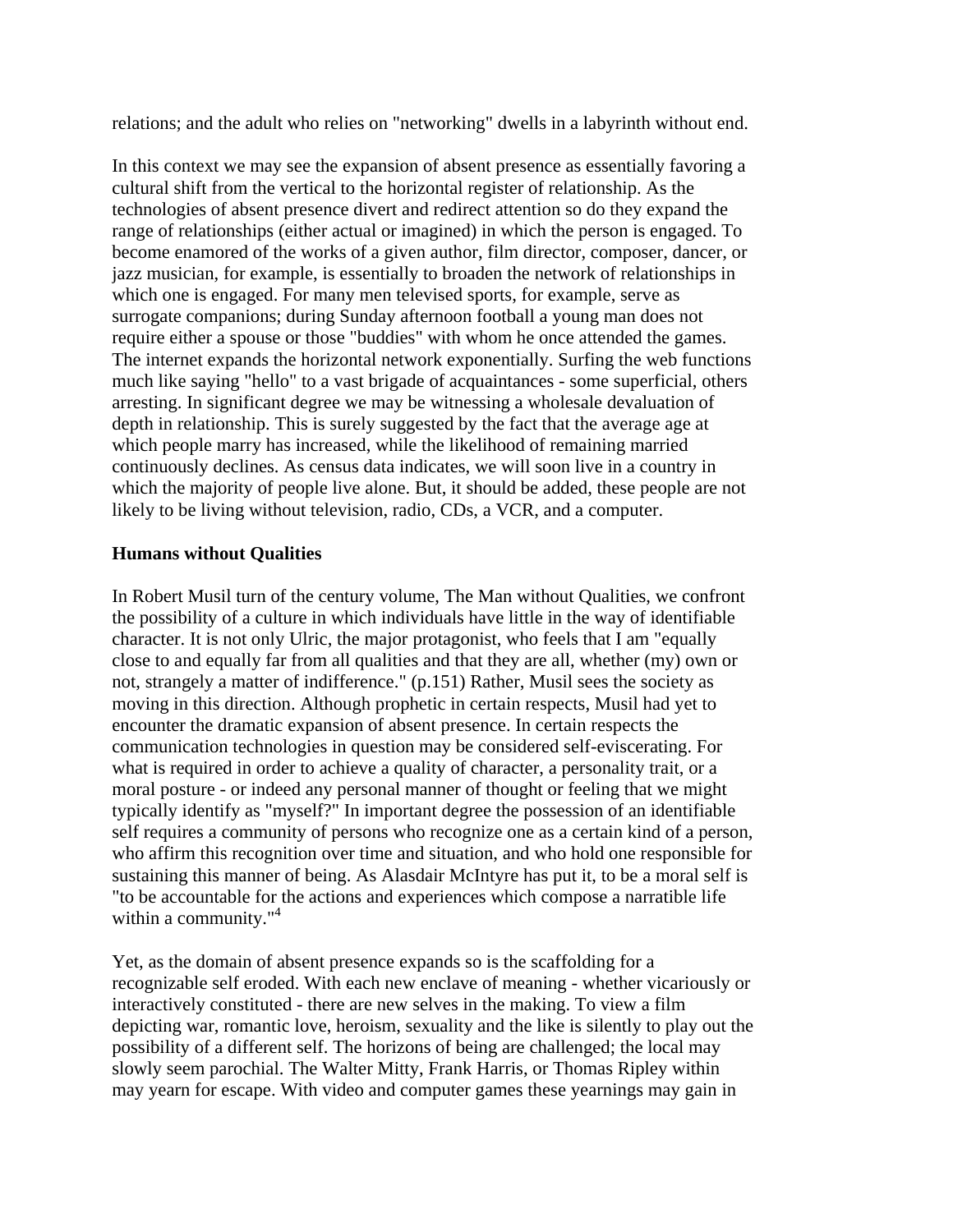relations; and the adult who relies on "networking" dwells in a labyrinth without end.

In this context we may see the expansion of absent presence as essentially favoring a cultural shift from the vertical to the horizontal register of relationship. As the technologies of absent presence divert and redirect attention so do they expand the range of relationships (either actual or imagined) in which the person is engaged. To become enamored of the works of a given author, film director, composer, dancer, or jazz musician, for example, is essentially to broaden the network of relationships in which one is engaged. For many men televised sports, for example, serve as surrogate companions; during Sunday afternoon football a young man does not require either a spouse or those "buddies" with whom he once attended the games. The internet expands the horizontal network exponentially. Surfing the web functions much like saying "hello" to a vast brigade of acquaintances - some superficial, others arresting. In significant degree we may be witnessing a wholesale devaluation of depth in relationship. This is surely suggested by the fact that the average age at which people marry has increased, while the likelihood of remaining married continuously declines. As census data indicates, we will soon live in a country in which the majority of people live alone. But, it should be added, these people are not likely to be living without television, radio, CDs, a VCR, and a computer.

**Humans without Qualities**

In Robert Musil turn of the century volume, The Man without Qualities, we confront the possibility of a culture in which individuals have little in the way of identifiable character. It is not only Ulric, the major protagonist, who feels that I am "equally close to and equally far from all qualities and that they are all, whether (my) own or not, strangely a matter of indifference." (p.151) Rather, Musil sees the society as moving in this direction. Although prophetic in certain respects, Musil had yet to encounter the dramatic expansion of absent presence. In certain respects the communication technologies in question may be considered self-eviscerating. For what is required in order to achieve a quality of character, a personality trait, or a moral posture - or indeed any personal manner of thought or feeling that we might typically identify as "myself?" In important degree the possession of an identifiable self requires a community of persons who recognize one as a certain kind of a person, who affirm this recognition over time and situation, and who hold one responsible for sustaining this manner of being. As Alasdair McIntyre has put it, to be a moral self is "to be accountable for the actions and experiences which compose a narratible life within a community."[4]

Yet, as the domain of absent presence expands so is the scaffolding for a recognizable self eroded. With each new enclave of meaning - whether vicariously or interactively constituted - there are new selves in the making. To view a film depicting war, romantic love, heroism, sexuality and the like is silently to play out the possibility of a different self. The horizons of being are challenged; the local may slowly seem parochial. The Walter Mitty, Frank Harris, or Thomas Ripley within may yearn for escape. With video and computer games these yearnings may gain in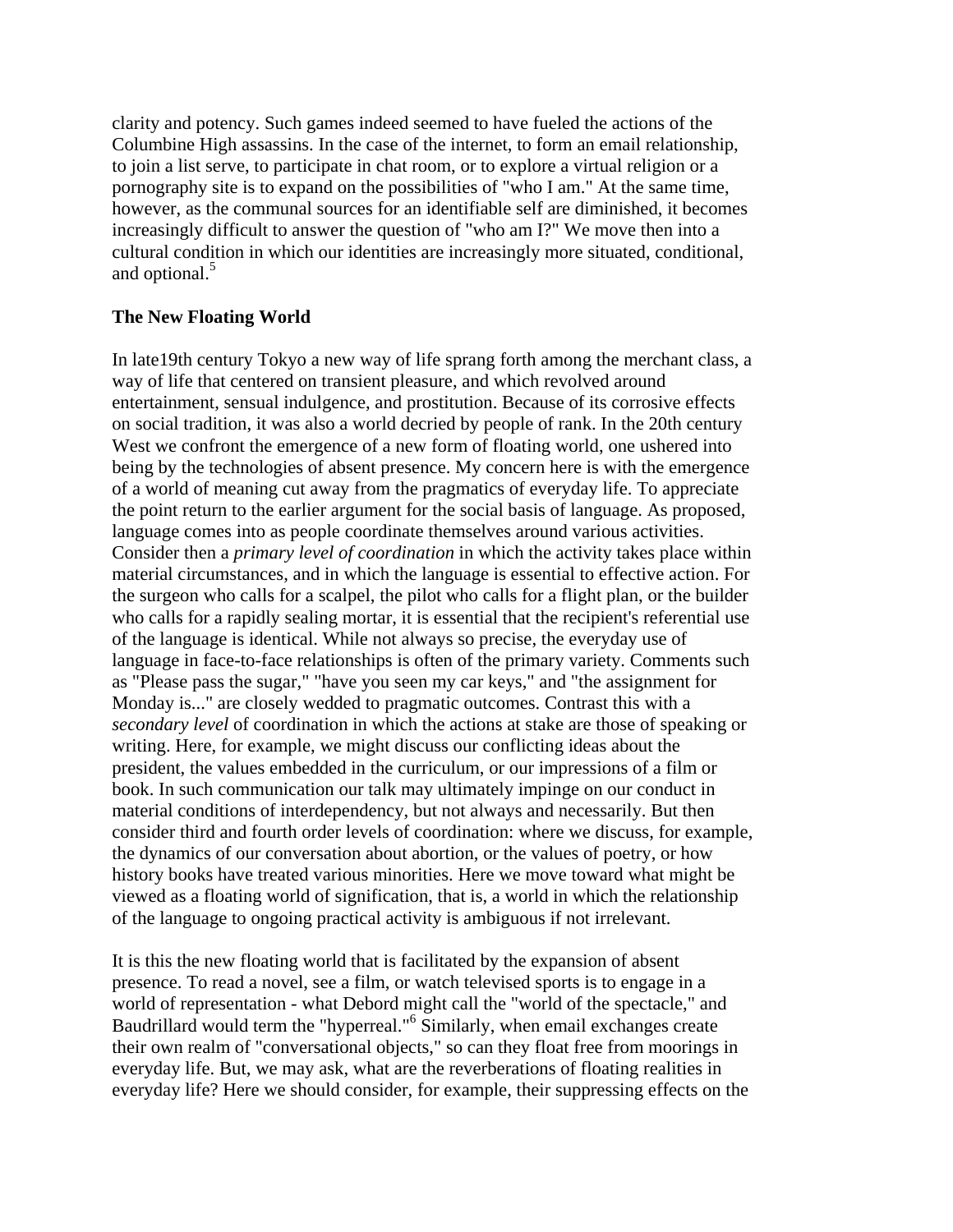clarity and potency. Such games indeed seemed to have fueled the actions of the Columbine High assassins. In the case of the internet, to form an email relationship, to join a list serve, to participate in chat room, or to explore a virtual religion or a pornography site is to expand on the possibilities of "who I am." At the same time, however, as the communal sources for an identifiable self are diminished, it becomes increasingly difficult to answer the question of "who am I?" We move then into a cultural condition in which our identities are increasingly more situated, conditional, and optional.[5]

**The New Floating World**

In late19th century Tokyo a new way of life sprang forth among the merchant class, a way of life that centered on transient pleasure, and which revolved around entertainment, sensual indulgence, and prostitution. Because of its corrosive effects on social tradition, it was also a world decried by people of rank. In the 20th century West we confront the emergence of a new form of floating world, one ushered into being by the technologies of absent presence. My concern here is with the emergence of a world of meaning cut away from the pragmatics of everyday life. To appreciate the point return to the earlier argument for the social basis of language. As proposed, language comes into as people coordinate themselves around various activities. Consider then a *primary level of coordination* in which the activity takes place within material circumstances, and in which the language is essential to effective action. For the surgeon who calls for a scalpel, the pilot who calls for a flight plan, or the builder who calls for a rapidly sealing mortar, it is essential that the recipient's referential use of the language is identical. While not always so precise, the everyday use of language in face-to-face relationships is often of the primary variety. Comments such as "Please pass the sugar," "have you seen my car keys," and "the assignment for Monday is..." are closely wedded to pragmatic outcomes. Contrast this with a *secondary level* of coordination in which the actions at stake are those of speaking or writing. Here, for example, we might discuss our conflicting ideas about the president, the values embedded in the curriculum, or our impressions of a film or book. In such communication our talk may ultimately impinge on our conduct in material conditions of interdependency, but not always and necessarily. But then consider third and fourth order levels of coordination: where we discuss, for example, the dynamics of our conversation about abortion, or the values of poetry, or how history books have treated various minorities. Here we move toward what might be viewed as a floating world of signification, that is, a world in which the relationship of the language to ongoing practical activity is ambiguous if not irrelevant.

It is this the new floating world that is facilitated by the expansion of absent presence. To read a novel, see a film, or watch televised sports is to engage in a world of representation - what Debord might call the "world of the spectacle," and Baudrillard would term the "hyperreal."[6] Similarly, when email exchanges create their own realm of "conversational objects," so can they float free from moorings in everyday life. But, we may ask, what are the reverberations of floating realities in everyday life? Here we should consider, for example, their suppressing effects on the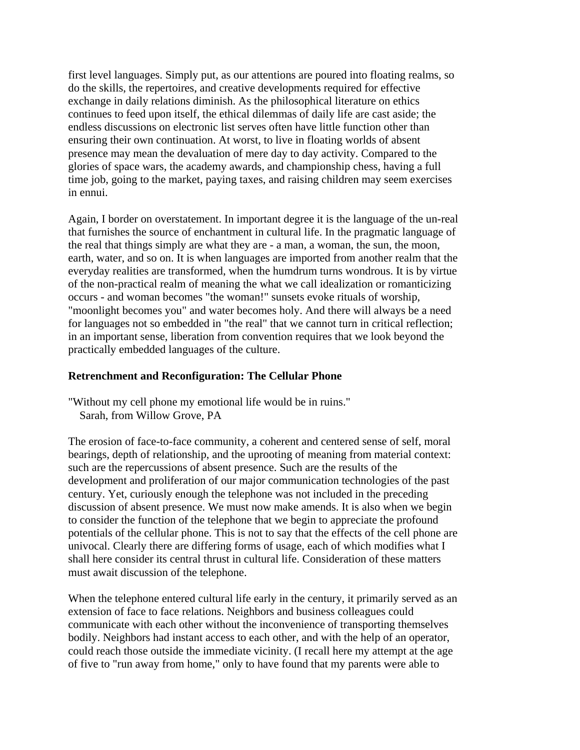first level languages. Simply put, as our attentions are poured into floating realms, so do the skills, the repertoires, and creative developments required for effective exchange in daily relations diminish. As the philosophical literature on ethics continues to feed upon itself, the ethical dilemmas of daily life are cast aside; the endless discussions on electronic list serves often have little function other than ensuring their own continuation. At worst, to live in floating worlds of absent presence may mean the devaluation of mere day to day activity. Compared to the glories of space wars, the academy awards, and championship chess, having a full time job, going to the market, paying taxes, and raising children may seem exercises in ennui.

Again, I border on overstatement. In important degree it is the language of the un-real that furnishes the source of enchantment in cultural life. In the pragmatic language of the real that things simply are what they are - a man, a woman, the sun, the moon, earth, water, and so on. It is when languages are imported from another realm that the everyday realities are transformed, when the humdrum turns wondrous. It is by virtue of the non-practical realm of meaning the what we call idealization or romanticizing occurs - and woman becomes "the woman!" sunsets evoke rituals of worship, "moonlight becomes you" and water becomes holy. And there will always be a need for languages not so embedded in "the real" that we cannot turn in critical reflection; in an important sense, liberation from convention requires that we look beyond the practically embedded languages of the culture.

### Retrenchment and Reconfiguration: The Cellular Phone

"Without my cell phone my emotional life would be in ruins."
Sarah, from Willow Grove, PA

The erosion of face-to-face community, a coherent and centered sense of self, moral bearings, depth of relationship, and the uprooting of meaning from material context: such are the repercussions of absent presence. Such are the results of the development and proliferation of our major communication technologies of the past century. Yet, curiously enough the telephone was not included in the preceding discussion of absent presence. We must now make amends. It is also when we begin to consider the function of the telephone that we begin to appreciate the profound potentials of the cellular phone. This is not to say that the effects of the cell phone are univocal. Clearly there are differing forms of usage, each of which modifies what I shall here consider its central thrust in cultural life. Consideration of these matters must await discussion of the telephone.

When the telephone entered cultural life early in the century, it primarily served as an extension of face to face relations. Neighbors and business colleagues could communicate with each other without the inconvenience of transporting themselves bodily. Neighbors had instant access to each other, and with the help of an operator, could reach those outside the immediate vicinity. (I recall here my attempt at the age of five to "run away from home," only to have found that my parents were able to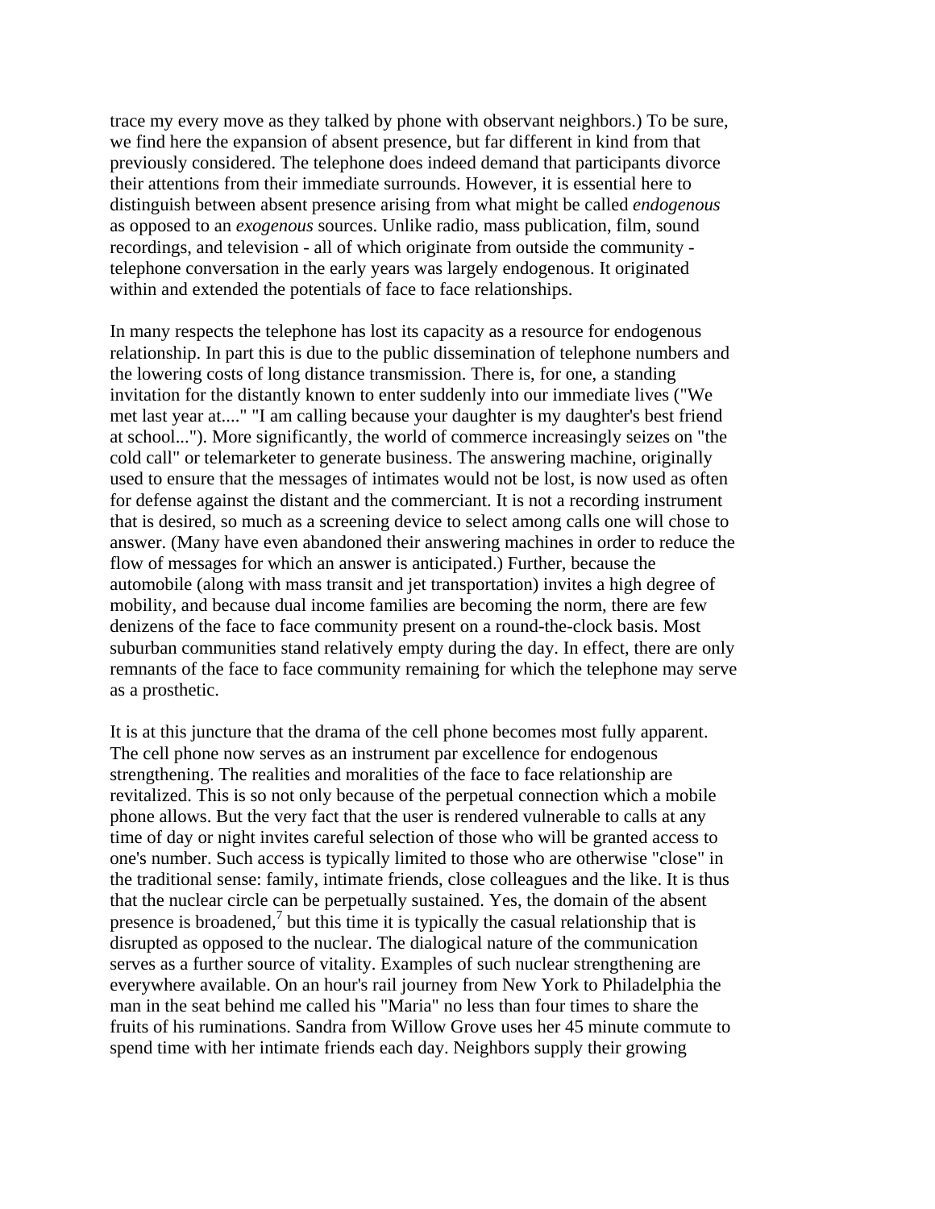trace my every move as they talked by phone with observant neighbors.) To be sure, we find here the expansion of absent presence, but far different in kind from that previously considered. The telephone does indeed demand that participants divorce their attentions from their immediate surrounds. However, it is essential here to distinguish between absent presence arising from what might be called *endogenous* as opposed to an *exogenous* sources. Unlike radio, mass publication, film, sound recordings, and television - all of which originate from outside the community - telephone conversation in the early years was largely endogenous. It originated within and extended the potentials of face to face relationships.

In many respects the telephone has lost its capacity as a resource for endogenous relationship. In part this is due to the public dissemination of telephone numbers and the lowering costs of long distance transmission. There is, for one, a standing invitation for the distantly known to enter suddenly into our immediate lives ("We met last year at...." "I am calling because your daughter is my daughter's best friend at school..."). More significantly, the world of commerce increasingly seizes on "the cold call" or telemarketer to generate business. The answering machine, originally used to ensure that the messages of intimates would not be lost, is now used as often for defense against the distant and the commerciant. It is not a recording instrument that is desired, so much as a screening device to select among calls one will chose to answer. (Many have even abandoned their answering machines in order to reduce the flow of messages for which an answer is anticipated.) Further, because the automobile (along with mass transit and jet transportation) invites a high degree of mobility, and because dual income families are becoming the norm, there are few denizens of the face to face community present on a round-the-clock basis. Most suburban communities stand relatively empty during the day. In effect, there are only remnants of the face to face community remaining for which the telephone may serve as a prosthetic.

It is at this juncture that the drama of the cell phone becomes most fully apparent. The cell phone now serves as an instrument par excellence for endogenous strengthening. The realities and moralities of the face to face relationship are revitalized. This is so not only because of the perpetual connection which a mobile phone allows. But the very fact that the user is rendered vulnerable to calls at any time of day or night invites careful selection of those who will be granted access to one's number. Such access is typically limited to those who are otherwise "close" in the traditional sense: family, intimate friends, close colleagues and the like. It is thus that the nuclear circle can be perpetually sustained. Yes, the domain of the absent presence is broadened,[7] but this time it is typically the casual relationship that is disrupted as opposed to the nuclear. The dialogical nature of the communication serves as a further source of vitality. Examples of such nuclear strengthening are everywhere available. On an hour's rail journey from New York to Philadelphia the man in the seat behind me called his "Maria" no less than four times to share the fruits of his ruminations. Sandra from Willow Grove uses her 45 minute commute to spend time with her intimate friends each day. Neighbors supply their growing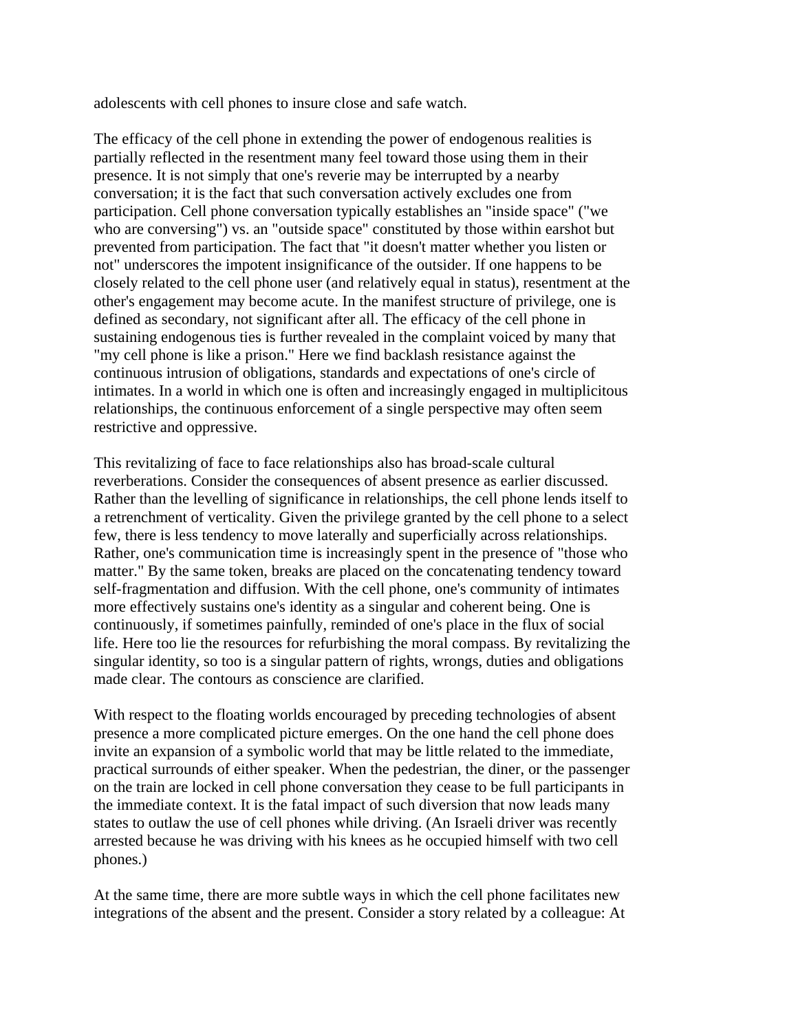adolescents with cell phones to insure close and safe watch.

The efficacy of the cell phone in extending the power of endogenous realities is partially reflected in the resentment many feel toward those using them in their presence. It is not simply that one's reverie may be interrupted by a nearby conversation; it is the fact that such conversation actively excludes one from participation. Cell phone conversation typically establishes an "inside space" ("we who are conversing") vs. an "outside space" constituted by those within earshot but prevented from participation. The fact that "it doesn't matter whether you listen or not" underscores the impotent insignificance of the outsider. If one happens to be closely related to the cell phone user (and relatively equal in status), resentment at the other's engagement may become acute. In the manifest structure of privilege, one is defined as secondary, not significant after all. The efficacy of the cell phone in sustaining endogenous ties is further revealed in the complaint voiced by many that "my cell phone is like a prison." Here we find backlash resistance against the continuous intrusion of obligations, standards and expectations of one's circle of intimates. In a world in which one is often and increasingly engaged in multiplicitous relationships, the continuous enforcement of a single perspective may often seem restrictive and oppressive.

This revitalizing of face to face relationships also has broad-scale cultural reverberations. Consider the consequences of absent presence as earlier discussed. Rather than the levelling of significance in relationships, the cell phone lends itself to a retrenchment of verticality. Given the privilege granted by the cell phone to a select few, there is less tendency to move laterally and superficially across relationships. Rather, one's communication time is increasingly spent in the presence of "those who matter." By the same token, breaks are placed on the concatenating tendency toward self-fragmentation and diffusion. With the cell phone, one's community of intimates more effectively sustains one's identity as a singular and coherent being. One is continuously, if sometimes painfully, reminded of one's place in the flux of social life. Here too lie the resources for refurbishing the moral compass. By revitalizing the singular identity, so too is a singular pattern of rights, wrongs, duties and obligations made clear. The contours as conscience are clarified.

With respect to the floating worlds encouraged by preceding technologies of absent presence a more complicated picture emerges. On the one hand the cell phone does invite an expansion of a symbolic world that may be little related to the immediate, practical surrounds of either speaker. When the pedestrian, the diner, or the passenger on the train are locked in cell phone conversation they cease to be full participants in the immediate context. It is the fatal impact of such diversion that now leads many states to outlaw the use of cell phones while driving. (An Israeli driver was recently arrested because he was driving with his knees as he occupied himself with two cell phones.)

At the same time, there are more subtle ways in which the cell phone facilitates new integrations of the absent and the present. Consider a story related by a colleague: At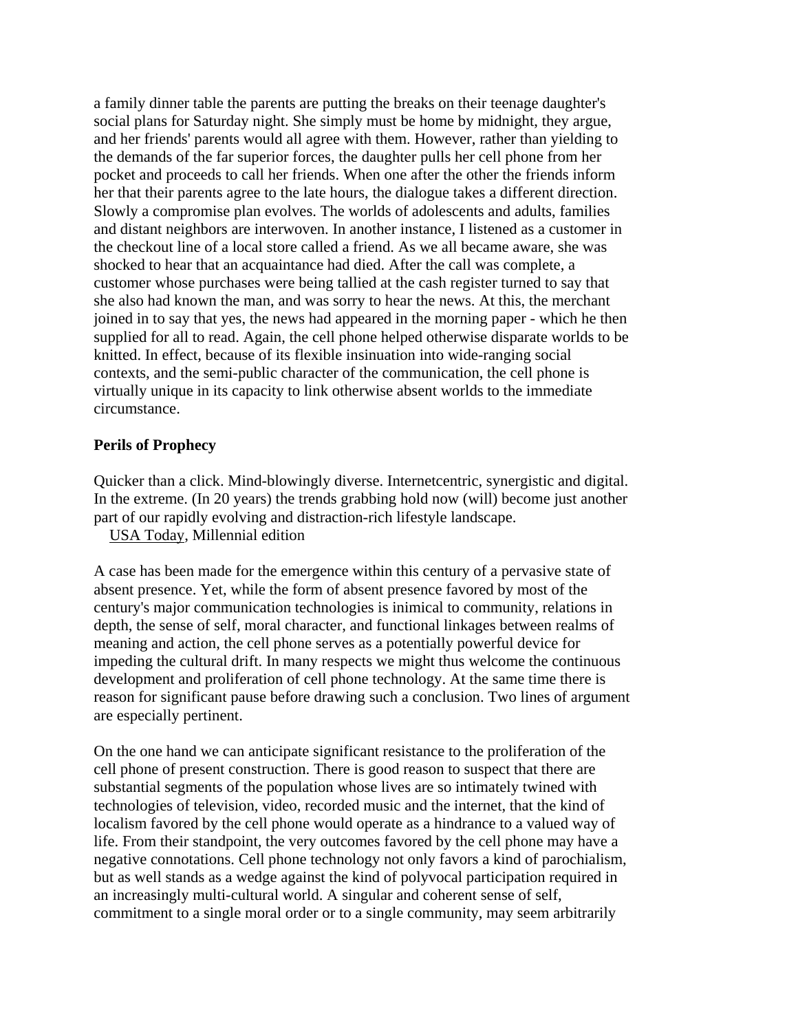a family dinner table the parents are putting the breaks on their teenage daughter's social plans for Saturday night. She simply must be home by midnight, they argue, and her friends' parents would all agree with them. However, rather than yielding to the demands of the far superior forces, the daughter pulls her cell phone from her pocket and proceeds to call her friends. When one after the other the friends inform her that their parents agree to the late hours, the dialogue takes a different direction. Slowly a compromise plan evolves. The worlds of adolescents and adults, families and distant neighbors are interwoven. In another instance, I listened as a customer in the checkout line of a local store called a friend. As we all became aware, she was shocked to hear that an acquaintance had died. After the call was complete, a customer whose purchases were being tallied at the cash register turned to say that she also had known the man, and was sorry to hear the news. At this, the merchant joined in to say that yes, the news had appeared in the morning paper - which he then supplied for all to read. Again, the cell phone helped otherwise disparate worlds to be knitted. In effect, because of its flexible insinuation into wide-ranging social contexts, and the semi-public character of the communication, the cell phone is virtually unique in its capacity to link otherwise absent worlds to the immediate circumstance.

**Perils of Prophecy**

Quicker than a click. Mind-blowingly diverse. Internetcentric, synergistic and digital. In the extreme. (In 20 years) the trends grabbing hold now (will) become just another part of our rapidly evolving and distraction-rich lifestyle landscape.
USA Today, Millennial edition

A case has been made for the emergence within this century of a pervasive state of absent presence. Yet, while the form of absent presence favored by most of the century's major communication technologies is inimical to community, relations in depth, the sense of self, moral character, and functional linkages between realms of meaning and action, the cell phone serves as a potentially powerful device for impeding the cultural drift. In many respects we might thus welcome the continuous development and proliferation of cell phone technology. At the same time there is reason for significant pause before drawing such a conclusion. Two lines of argument are especially pertinent.

On the one hand we can anticipate significant resistance to the proliferation of the cell phone of present construction. There is good reason to suspect that there are substantial segments of the population whose lives are so intimately twined with technologies of television, video, recorded music and the internet, that the kind of localism favored by the cell phone would operate as a hindrance to a valued way of life. From their standpoint, the very outcomes favored by the cell phone may have a negative connotations. Cell phone technology not only favors a kind of parochialism, but as well stands as a wedge against the kind of polyvocal participation required in an increasingly multi-cultural world. A singular and coherent sense of self, commitment to a single moral order or to a single community, may seem arbitrarily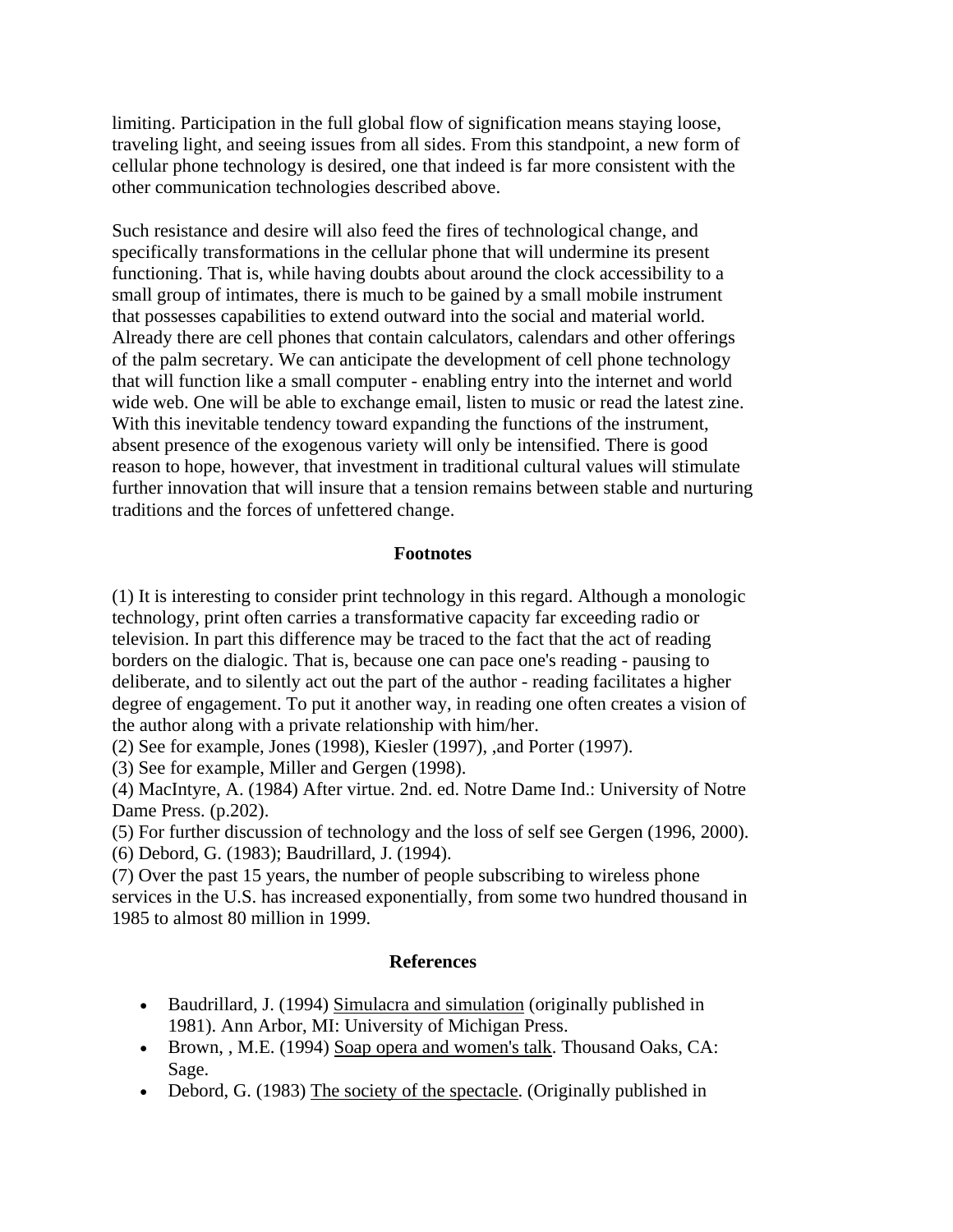limiting. Participation in the full global flow of signification means staying loose, traveling light, and seeing issues from all sides. From this standpoint, a new form of cellular phone technology is desired, one that indeed is far more consistent with the other communication technologies described above.

Such resistance and desire will also feed the fires of technological change, and specifically transformations in the cellular phone that will undermine its present functioning. That is, while having doubts about around the clock accessibility to a small group of intimates, there is much to be gained by a small mobile instrument that possesses capabilities to extend outward into the social and material world. Already there are cell phones that contain calculators, calendars and other offerings of the palm secretary. We can anticipate the development of cell phone technology that will function like a small computer - enabling entry into the internet and world wide web. One will be able to exchange email, listen to music or read the latest zine. With this inevitable tendency toward expanding the functions of the instrument, absent presence of the exogenous variety will only be intensified. There is good reason to hope, however, that investment in traditional cultural values will stimulate further innovation that will insure that a tension remains between stable and nurturing traditions and the forces of unfettered change.

## Footnotes

(1) It is interesting to consider print technology in this regard. Although a monologic technology, print often carries a transformative capacity far exceeding radio or television. In part this difference may be traced to the fact that the act of reading borders on the dialogic. That is, because one can pace one's reading - pausing to deliberate, and to silently act out the part of the author - reading facilitates a higher degree of engagement. To put it another way, in reading one often creates a vision of the author along with a private relationship with him/her.
(2) See for example, Jones (1998), Kiesler (1997), ,and Porter (1997).
(3) See for example, Miller and Gergen (1998).
(4) MacIntyre, A. (1984) After virtue. 2nd. ed. Notre Dame Ind.: University of Notre Dame Press. (p.202).
(5) For further discussion of technology and the loss of self see Gergen (1996, 2000).
(6) Debord, G. (1983); Baudrillard, J. (1994).
(7) Over the past 15 years, the number of people subscribing to wireless phone services in the U.S. has increased exponentially, from some two hundred thousand in 1985 to almost 80 million in 1999.

## References

- Baudrillard, J. (1994) Simulacra and simulation (originally published in 1981). Ann Arbor, MI: University of Michigan Press.
- Brown, , M.E. (1994) Soap opera and women's talk. Thousand Oaks, CA: Sage.
- Debord, G. (1983) The society of the spectacle. (Originally published in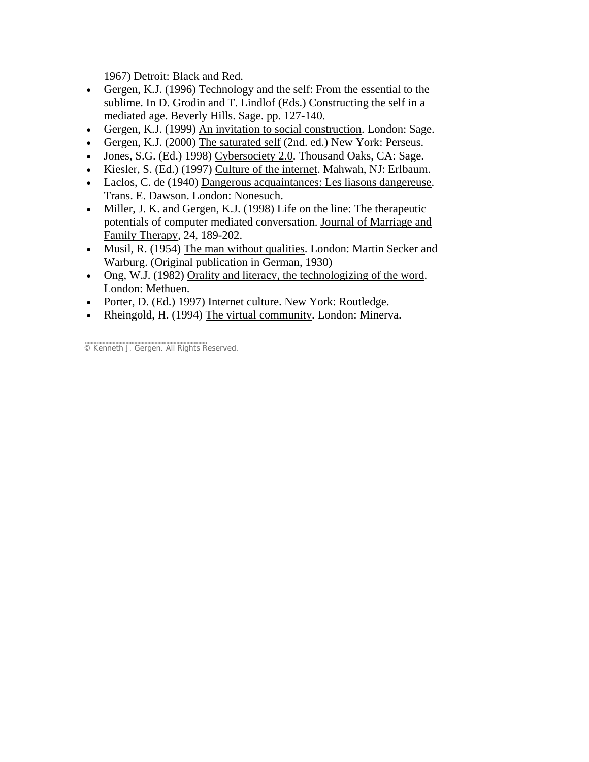1967) Detroit: Black and Red.

- Gergen, K.J. (1996) Technology and the self: From the essential to the sublime. In D. Grodin and T. Lindlof (Eds.) Constructing the self in a mediated age. Beverly Hills. Sage. pp. 127-140.
- Gergen, K.J. (1999) An invitation to social construction. London: Sage.
- Gergen, K.J. (2000) The saturated self (2nd. ed.) New York: Perseus.
- Jones, S.G. (Ed.) 1998) Cybersociety 2.0. Thousand Oaks, CA: Sage.
- Kiesler, S. (Ed.) (1997) Culture of the internet. Mahwah, NJ: Erlbaum.
- Laclos, C. de (1940) Dangerous acquaintances: Les liasons dangereuse. Trans. E. Dawson. London: Nonesuch.
- Miller, J. K. and Gergen, K.J. (1998) Life on the line: The therapeutic potentials of computer mediated conversation. Journal of Marriage and Family Therapy, 24, 189-202.
- Musil, R. (1954) The man without qualities. London: Martin Secker and Warburg. (Original publication in German, 1930)
- Ong, W.J. (1982) Orality and literacy, the technologizing of the word. London: Methuen.
- Porter, D. (Ed.) 1997) Internet culture. New York: Routledge.
- Rheingold, H. (1994) The virtual community. London: Minerva.

© Kenneth J. Gergen. All Rights Reserved.